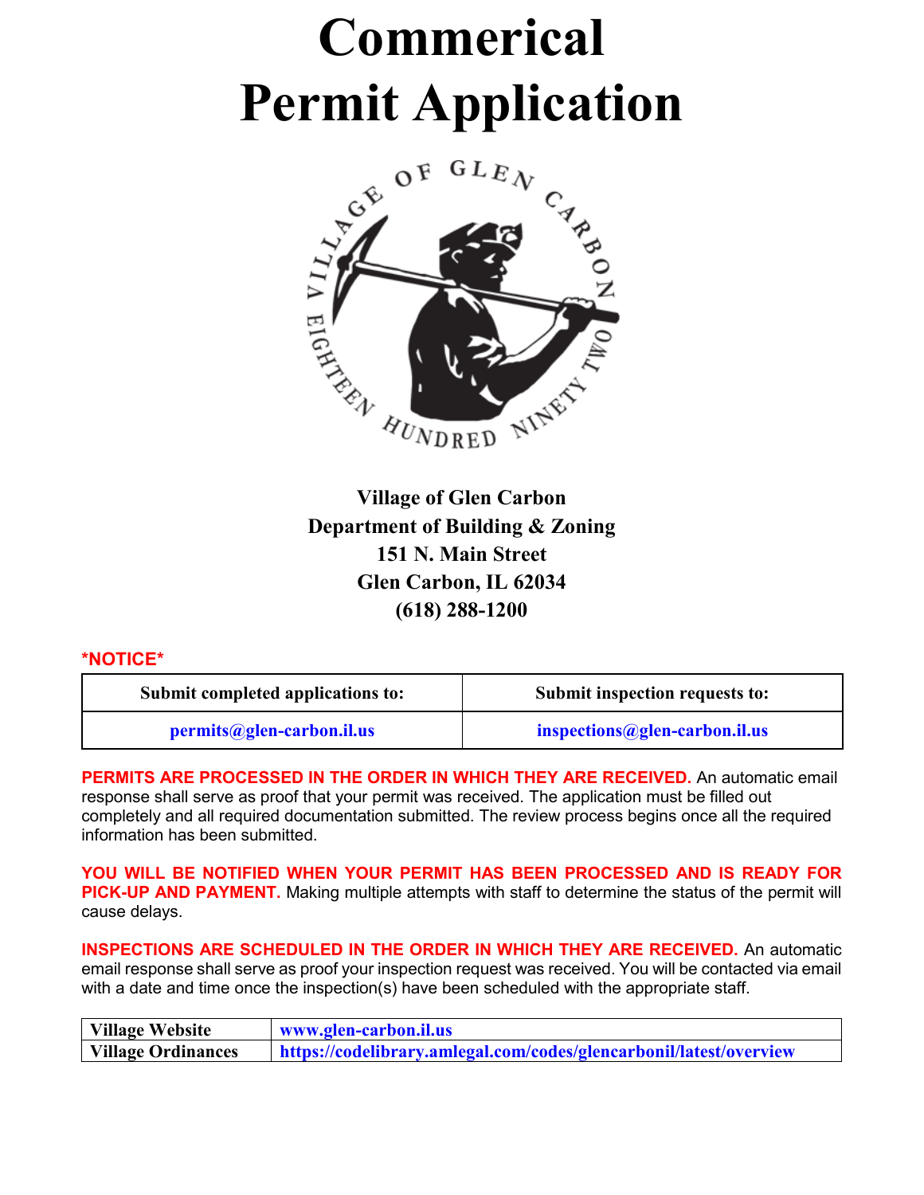# Commerical Permit Application

**Village of Glen Carbon**
**Department of Building & Zoning**
**151 N. Main Street**
**Glen Carbon, IL 62034**
**(618) 288-1200**

**\*NOTICE\***

| Submit completed applications to: | Submit inspection requests to: |
| --- | --- |
| permits@glen-carbon.il.us | inspections@glen-carbon.il.us |

**PERMITS ARE PROCESSED IN THE ORDER IN WHICH THEY ARE RECEIVED.** An automatic email response shall serve as proof that your permit was received. The application must be filled out completely and all required documentation submitted. The review process begins once all the required information has been submitted.

**YOU WILL BE NOTIFIED WHEN YOUR PERMIT HAS BEEN PROCESSED AND IS READY FOR PICK-UP AND PAYMENT.** Making multiple attempts with staff to determine the status of the permit will cause delays.

**INSPECTIONS ARE SCHEDULED IN THE ORDER IN WHICH THEY ARE RECEIVED.** An automatic email response shall serve as proof your inspection request was received. You will be contacted via email with a date and time once the inspection(s) have been scheduled with the appropriate staff.

| Village Website | www.glen-carbon.il.us |
| --- | --- |
| Village Ordinances | https://codelibrary.amlegal.com/codes/glencarbonil/latest/overview |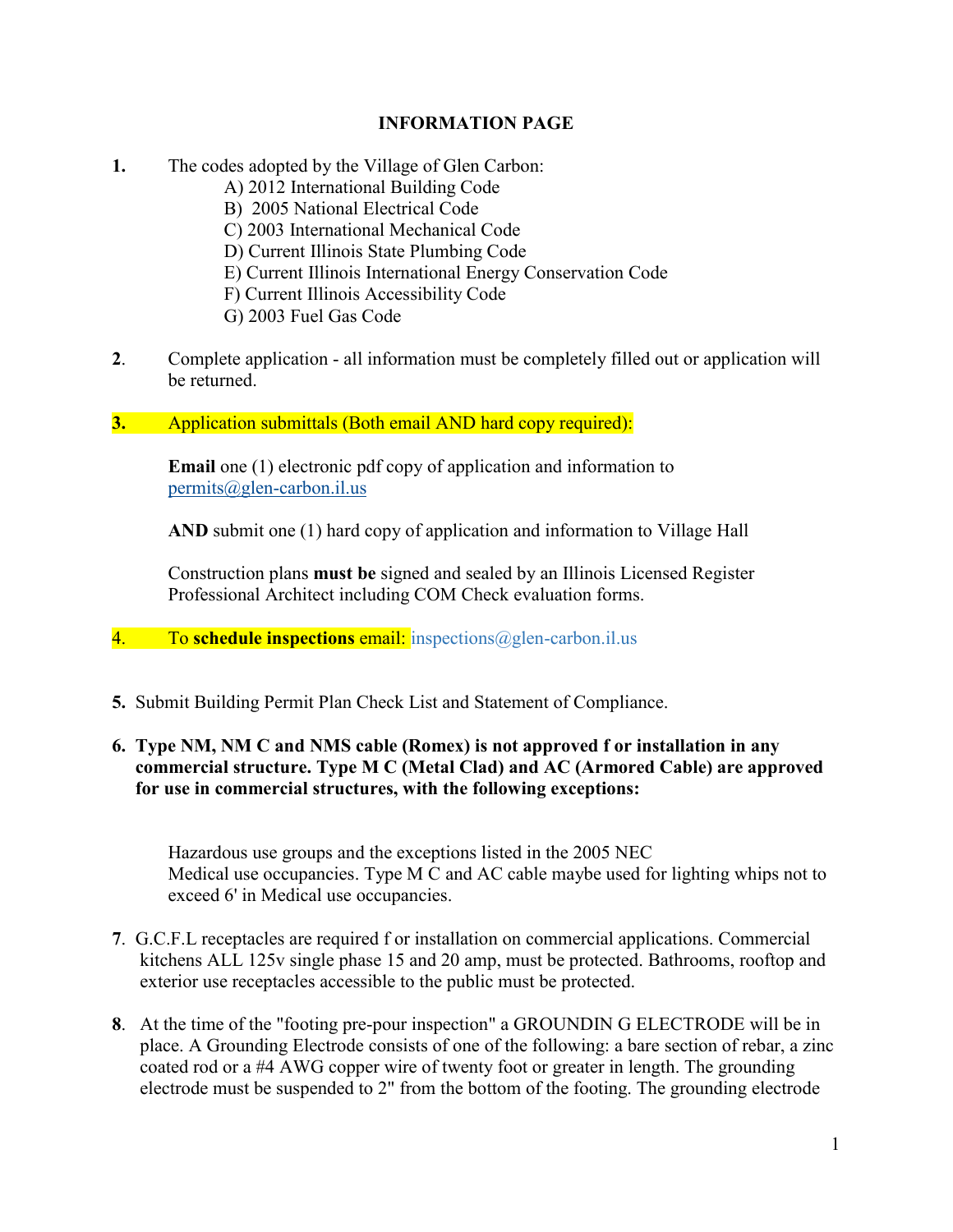# INFORMATION PAGE

1. The codes adopted by the Village of Glen Carbon:
   - A) 2012 International Building Code
   - B) 2005 National Electrical Code
   - C) 2003 International Mechanical Code
   - D) Current Illinois State Plumbing Code
   - E) Current Illinois International Energy Conservation Code
   - F) Current Illinois Accessibility Code
   - G) 2003 Fuel Gas Code

2. Complete application - all information must be completely filled out or application will be returned.

3. Application submittals (Both email AND hard copy required):

   **Email** one (1) electronic pdf copy of application and information to permits@glen-carbon.il.us

   **AND** submit one (1) hard copy of application and information to Village Hall

   Construction plans **must be** signed and sealed by an Illinois Licensed Register Professional Architect including COM Check evaluation forms.

4. To **schedule inspections** email: inspections@glen-carbon.il.us

5. Submit Building Permit Plan Check List and Statement of Compliance.

6. **Type NM, NM C and NMS cable (Romex) is not approved f or installation in any commercial structure. Type M C (Metal Clad) and AC (Armored Cable) are approved for use in commercial structures, with the following exceptions:**

   Hazardous use groups and the exceptions listed in the 2005 NEC
   Medical use occupancies. Type M C and AC cable maybe used for lighting whips not to exceed 6' in Medical use occupancies.

7. G.C.F.L receptacles are required f or installation on commercial applications. Commercial kitchens ALL 125v single phase 15 and 20 amp, must be protected. Bathrooms, rooftop and exterior use receptacles accessible to the public must be protected.

8. At the time of the "footing pre-pour inspection" a GROUNDIN G ELECTRODE will be in place. A Grounding Electrode consists of one of the following: a bare section of rebar, a zinc coated rod or a #4 AWG copper wire of twenty foot or greater in length. The grounding electrode must be suspended to 2" from the bottom of the footing. The grounding electrode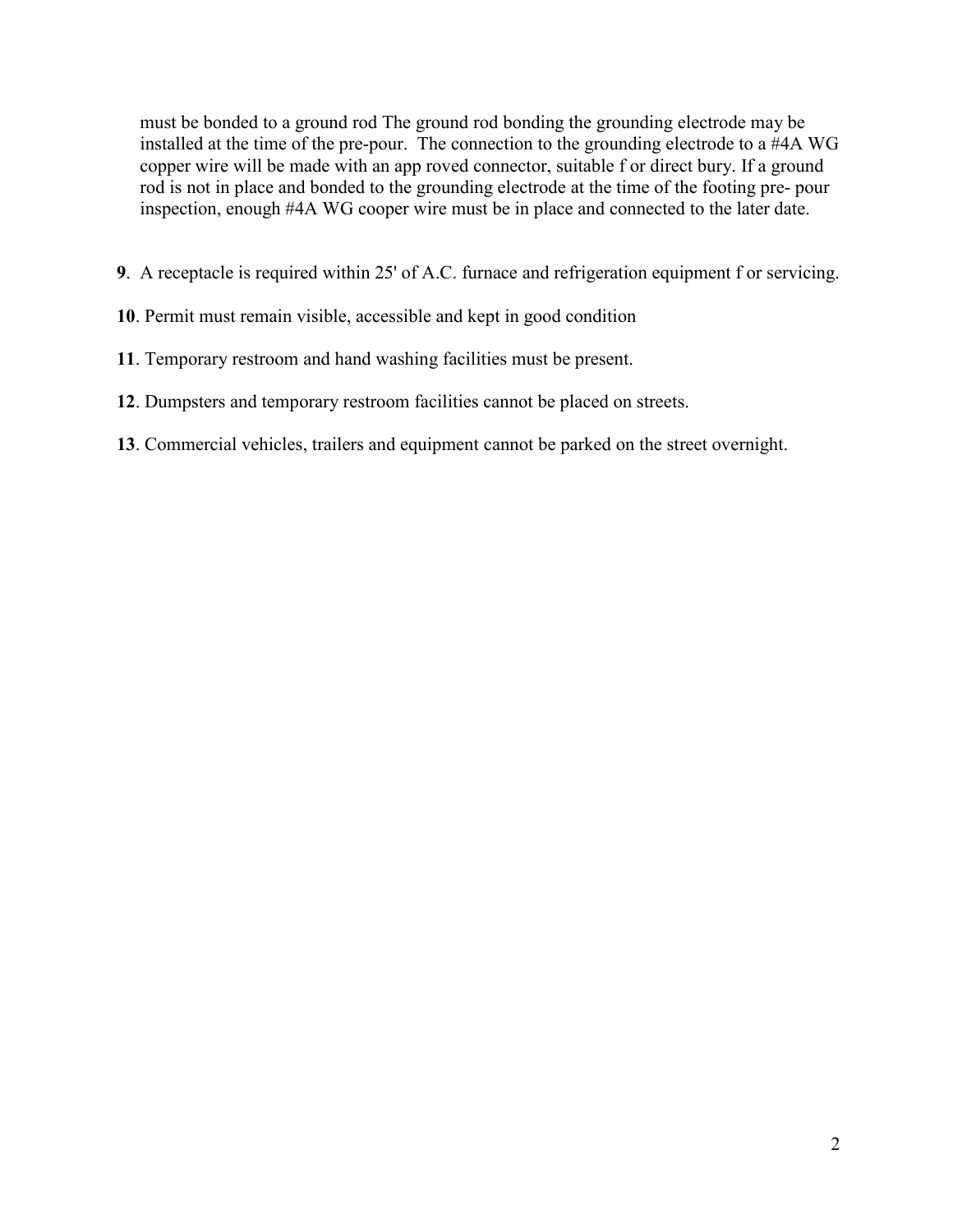must be bonded to a ground rod The ground rod bonding the grounding electrode may be installed at the time of the pre-pour. The connection to the grounding electrode to a #4A WG copper wire will be made with an app roved connector, suitable f or direct bury. If a ground rod is not in place and bonded to the grounding electrode at the time of the footing pre- pour inspection, enough #4A WG cooper wire must be in place and connected to the later date.

**9**. A receptacle is required within 25' of A.C. furnace and refrigeration equipment f or servicing.

**10**. Permit must remain visible, accessible and kept in good condition

**11**. Temporary restroom and hand washing facilities must be present.

**12**. Dumpsters and temporary restroom facilities cannot be placed on streets.

**13**. Commercial vehicles, trailers and equipment cannot be parked on the street overnight.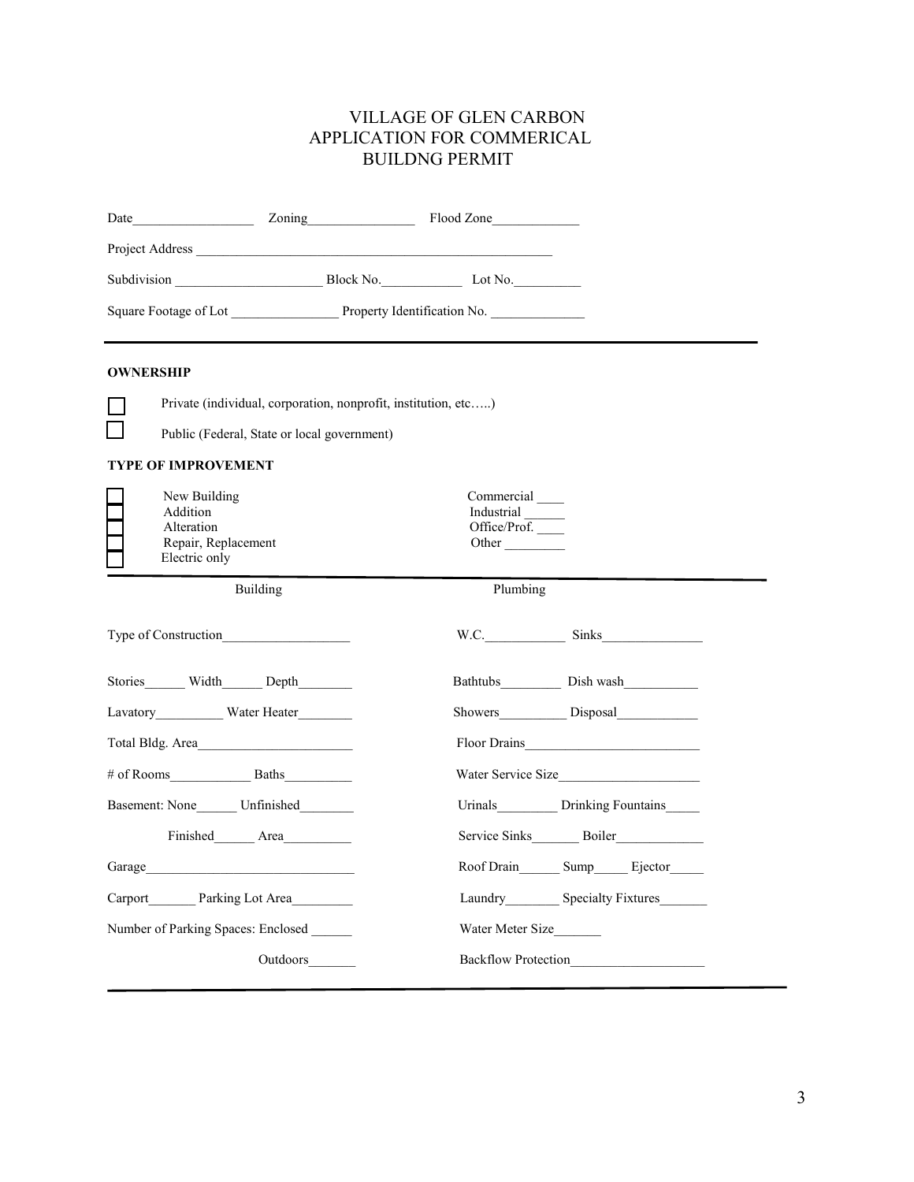# VILLAGE OF GLEN CARBON
# APPLICATION FOR COMMERICAL
# BUILDNG PERMIT

Date__________________ Zoning________________ Flood Zone_____________

Project Address _____________________________________________________

Subdivision ______________________ Block No.____________ Lot No.__________

Square Footage of Lot ________________ Property Identification No. ______________

---

**OWNERSHIP**

☐ Private (individual, corporation, nonprofit, institution, etc…..)

☐ Public (Federal, State or local government)

**TYPE OF IMPROVEMENT**

☐ New Building
☐ Addition
☐ Alteration
☐ Repair, Replacement
☐ Electric only

Commercial ____
Industrial ______
Office/Prof. ____
Other _________

---

| Building | Plumbing |
|---|---|
| Type of Construction___________________ | W.C.____________ Sinks_______________ |
| Stories______ Width______ Depth________ | Bathtubs_________ Dish wash___________ |
| Lavatory__________ Water Heater________ | Showers__________ Disposal____________ |
| Total Bldg. Area_______________________ | Floor Drains__________________________ |
| # of Rooms____________ Baths__________ | Water Service Size____________________ |
| Basement: None______ Unfinished________ | Urinals_________ Drinking Fountains_____ |
| Finished______ Area__________ | Service Sinks_______ Boiler_____________ |
| Garage_______________________________ | Roof Drain______ Sump_____ Ejector_____ |
| Carport_______ Parking Lot Area_________ | Laundry________ Specialty Fixtures_______ |
| Number of Parking Spaces: Enclosed ______ | Water Meter Size_______ |
| Outdoors_______ | Backflow Protection___________________ |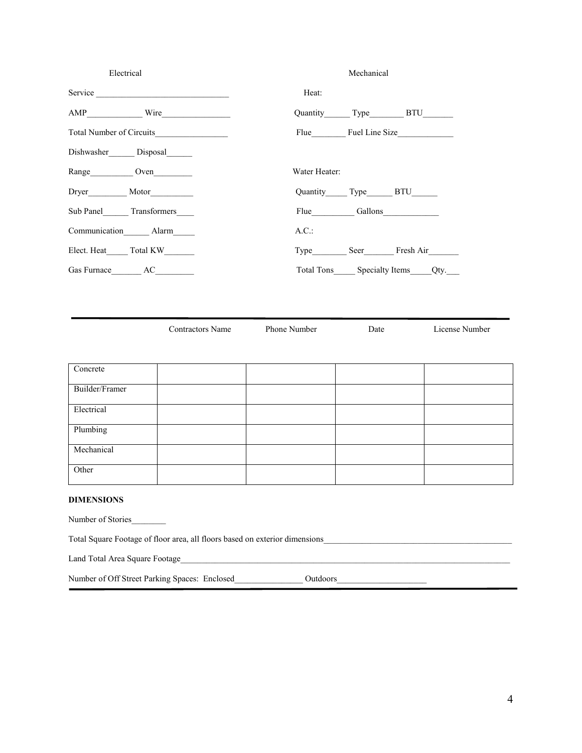Electrical

Service _______________________________

AMP_____________ Wire________________

Total Number of Circuits_________________

Dishwasher______ Disposal______

Range__________ Oven_________

Dryer_________ Motor__________

Sub Panel______ Transformers____

Communication______ Alarm_____

Elect. Heat_____ Total KW_______

Gas Furnace_______ AC_________

Mechanical

Heat:

Quantity______ Type________ BTU_______

Flue________ Fuel Line Size_____________

Water Heater:

Quantity_____ Type______ BTU______

Flue__________ Gallons_____________

A.C.:

Type________ Seer_______ Fresh Air_______

Total Tons_____ Specialty Items_____Qty.___

---

| | Contractors Name | Phone Number | Date | License Number |
|---|---|---|---|---|
| Concrete | | | | |
| Builder/Framer | | | | |
| Electrical | | | | |
| Plumbing | | | | |
| Mechanical | | | | |
| Other | | | | |

**DIMENSIONS**

Number of Stories________

Total Square Footage of floor area, all floors based on exterior dimensions_____________________________________________

Land Total Area Square Footage_______________________________________________________________________________

Number of Off Street Parking Spaces: Enclosed________________ Outdoors_____________________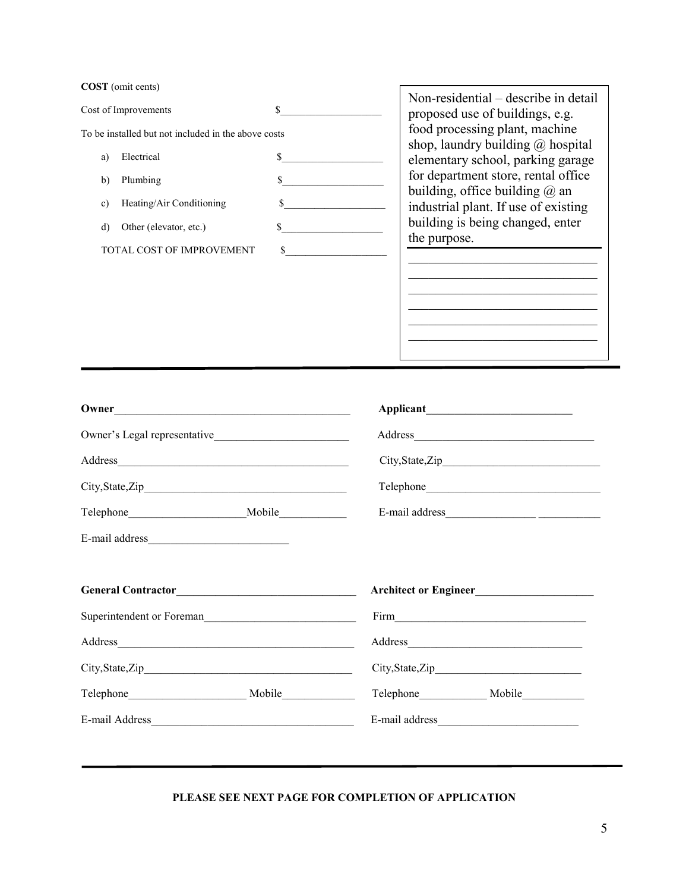**COST** (omit cents)

Cost of Improvements $___________________

To be installed but not included in the above costs

a) Electrical $___________________

b) Plumbing $___________________

c) Heating/Air Conditioning $___________________

d) Other (elevator, etc.) $___________________

TOTAL COST OF IMPROVEMENT $___________________

Non-residential – describe in detail proposed use of buildings, e.g. food processing plant, machine shop, laundry building @ hospital elementary school, parking garage for department store, rental office building, office building @ an industrial plant. If use of existing building is being changed, enter the purpose.

_______________________________
_______________________________
_______________________________
_______________________________
_______________________________
_______________________________

---

**Owner**___________________________________________

Owner's Legal representative________________________

Address_____________________________________________

City,State,Zip______________________________________

Telephone_____________________Mobile____________

E-mail address__________________________

**Applicant**__________________________

Address________________________________

City,State,Zip___________________________

Telephone_______________________________

E-mail address________________ ___________

**General Contractor**________________________________

Superintendent or Foreman___________________________

Address_____________________________________________

City,State,Zip______________________________________

Telephone_____________________ Mobile_____________

E-mail Address______________________________________

**Architect or Engineer**_____________________

Firm__________________________________

Address_______________________________

City,State,Zip__________________________

Telephone____________ Mobile___________

E-mail address_________________________

---

**PLEASE SEE NEXT PAGE FOR COMPLETION OF APPLICATION**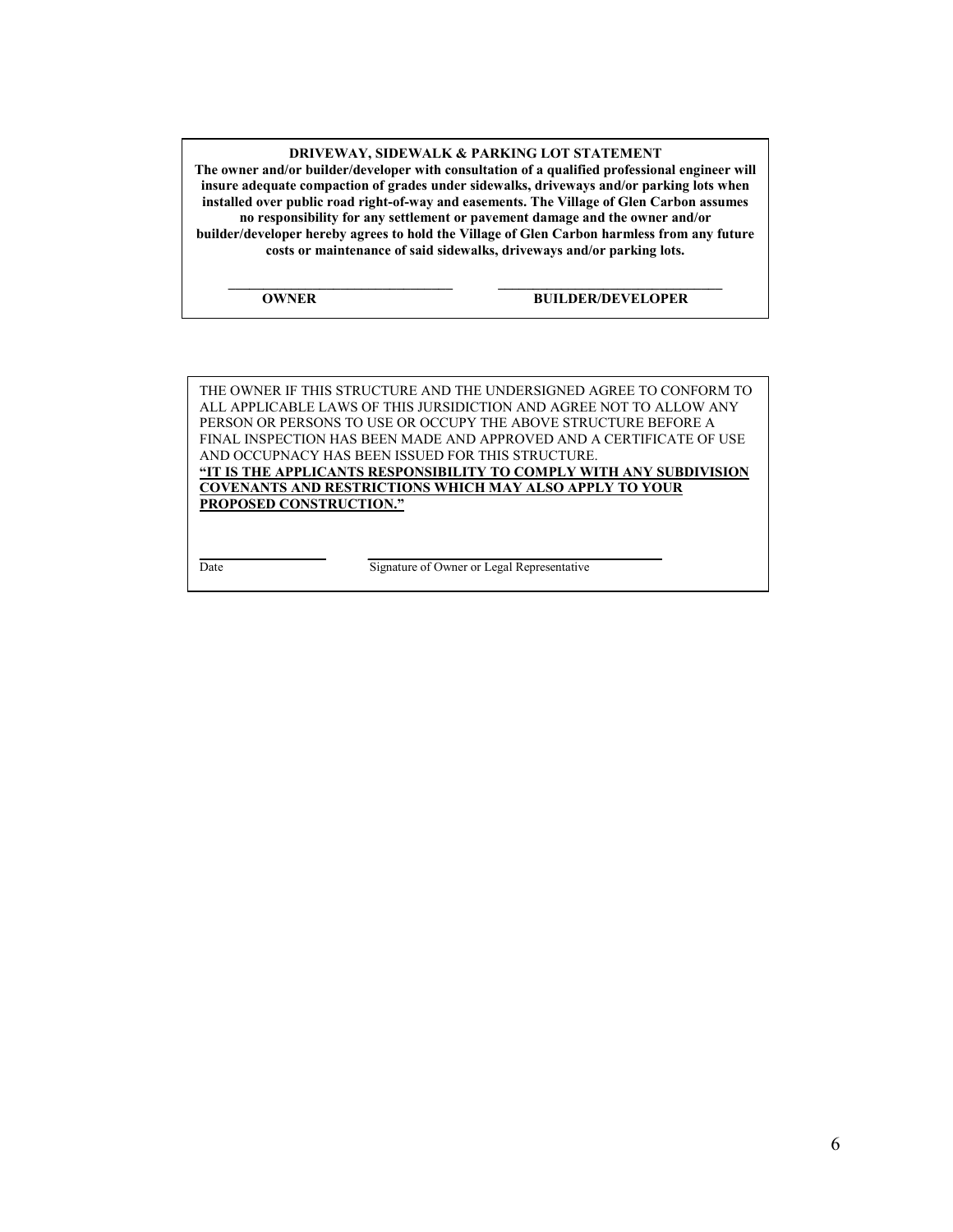**DRIVEWAY, SIDEWALK & PARKING LOT STATEMENT**

**The owner and/or builder/developer with consultation of a qualified professional engineer will insure adequate compaction of grades under sidewalks, driveways and/or parking lots when installed over public road right-of-way and easements. The Village of Glen Carbon assumes no responsibility for any settlement or pavement damage and the owner and/or builder/developer hereby agrees to hold the Village of Glen Carbon harmless from any future costs or maintenance of said sidewalks, driveways and/or parking lots.**

\_\_\_\_\_\_\_\_\_\_\_\_\_\_\_\_\_\_\_\_\_\_\_\_\_\_\_\_\_\_ **OWNER**

\_\_\_\_\_\_\_\_\_\_\_\_\_\_\_\_\_\_\_\_\_\_\_\_\_\_\_\_\_\_ **BUILDER/DEVELOPER**

THE OWNER IF THIS STRUCTURE AND THE UNDERSIGNED AGREE TO CONFORM TO ALL APPLICABLE LAWS OF THIS JURSIDICTION AND AGREE NOT TO ALLOW ANY PERSON OR PERSONS TO USE OR OCCUPY THE ABOVE STRUCTURE BEFORE A FINAL INSPECTION HAS BEEN MADE AND APPROVED AND A CERTIFICATE OF USE AND OCCUPNACY HAS BEEN ISSUED FOR THIS STRUCTURE.

**"IT IS THE APPLICANTS RESPONSIBILITY TO COMPLY WITH ANY SUBDIVISION COVENANTS AND RESTRICTIONS WHICH MAY ALSO APPLY TO YOUR PROPOSED CONSTRUCTION."**

\_\_\_\_\_\_\_\_\_\_\_\_\_\_\_\_ Date

\_\_\_\_\_\_\_\_\_\_\_\_\_\_\_\_\_\_\_\_\_\_\_\_\_\_\_\_\_\_ Signature of Owner or Legal Representative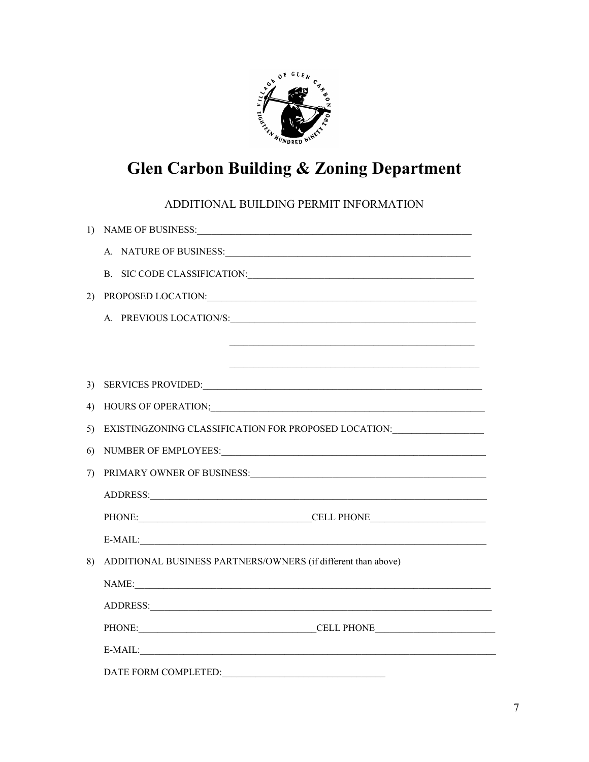# Glen Carbon Building & Zoning Department

ADDITIONAL BUILDING PERMIT INFORMATION

1) NAME OF BUSINESS:_______________________________________________

   A. NATURE OF BUSINESS:_______________________________________________

   B. SIC CODE CLASSIFICATION:_______________________________________________

2) PROPOSED LOCATION:_______________________________________________

   A. PREVIOUS LOCATION/S:_______________________________________________

   _______________________________________________

   _______________________________________________

3) SERVICES PROVIDED:_______________________________________________

4) HOURS OF OPERATION;_______________________________________________

5) EXISTINGZONING CLASSIFICATION FOR PROPOSED LOCATION:___________________

6) NUMBER OF EMPLOYEES:_______________________________________________

7) PRIMARY OWNER OF BUSINESS:_______________________________________________

   ADDRESS:_______________________________________________

   PHONE:_____________________________CELL PHONE_______________________

   E-MAIL:_______________________________________________

8) ADDITIONAL BUSINESS PARTNERS/OWNERS (if different than above)

   NAME:_______________________________________________

   ADDRESS:_______________________________________________

   PHONE:_____________________________CELL PHONE_______________________

   E-MAIL:_______________________________________________

   DATE FORM COMPLETED:_________________________________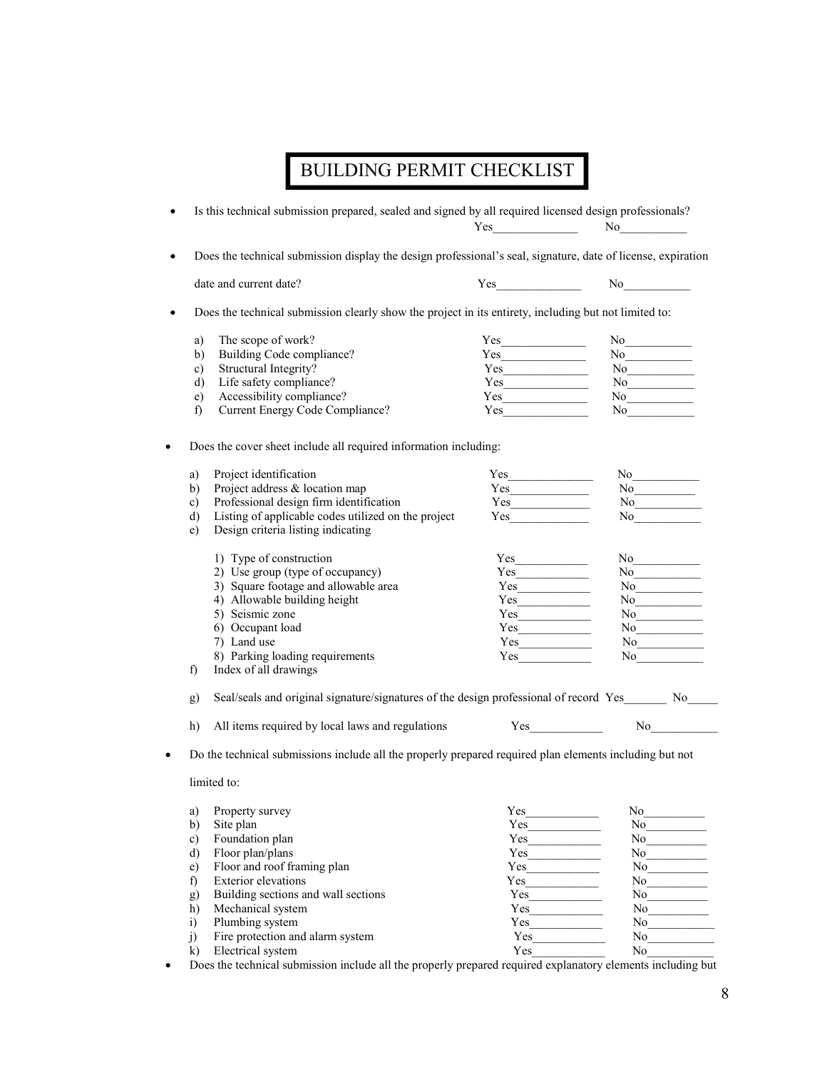# BUILDING PERMIT CHECKLIST

- Is this technical submission prepared, sealed and signed by all required licensed design professionals? Yes______________ No___________

- Does the technical submission display the design professional's seal, signature, date of license, expiration date and current date? Yes______________ No___________

- Does the technical submission clearly show the project in its entirety, including but not limited to:

  a) The scope of work? Yes______________ No___________
  b) Building Code compliance? Yes______________ No___________
  c) Structural Integrity? Yes______________ No___________
  d) Life safety compliance? Yes______________ No___________
  e) Accessibility compliance? Yes______________ No___________
  f) Current Energy Code Compliance? Yes______________ No___________

- Does the cover sheet include all required information including:

  a) Project identification Yes______________ No___________
  b) Project address & location map Yes_____________ No__________
  c) Professional design firm identification Yes_____________ No___________
  d) Listing of applicable codes utilized on the project Yes_____________ No___________
  e) Design criteria listing indicating

     1) Type of construction Yes____________ No___________
     2) Use group (type of occupancy) Yes____________ No___________
     3) Square footage and allowable area Yes____________ No___________
     4) Allowable building height Yes____________ No___________
     5) Seismic zone Yes____________ No___________
     6) Occupant load Yes____________ No___________
     7) Land use Yes____________ No___________
     8) Parking loading requirements Yes____________ No___________

  f) Index of all drawings

  g) Seal/seals and original signature/signatures of the design professional of record Yes_______ No_____

  h) All items required by local laws and regulations Yes____________ No___________

- Do the technical submissions include all the properly prepared required plan elements including but not limited to:

  a) Property survey Yes____________ No__________
  b) Site plan Yes____________ No__________
  c) Foundation plan Yes____________ No__________
  d) Floor plan/plans Yes____________ No__________
  e) Floor and roof framing plan Yes____________ No__________
  f) Exterior elevations Yes____________ No__________
  g) Building sections and wall sections Yes____________ No__________
  h) Mechanical system Yes____________ No__________
  i) Plumbing system Yes____________ No___________
  j) Fire protection and alarm system Yes____________ No___________
  k) Electrical system Yes____________ No___________

- Does the technical submission include all the properly prepared required explanatory elements including but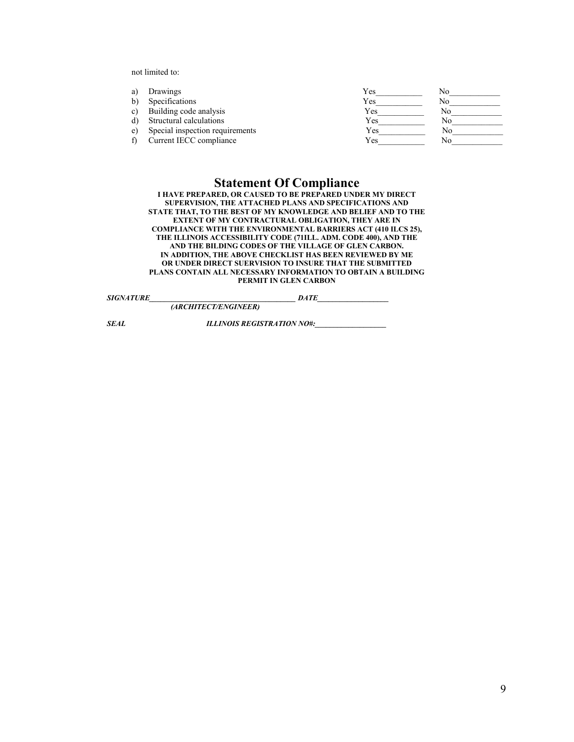not limited to:

| | | | |
|---|---|---|---|
| a) | Drawings | Yes___________ | No____________ |
| b) | Specifications | Yes___________ | No____________ |
| c) | Building code analysis | Yes___________ | No____________ |
| d) | Structural calculations | Yes___________ | No____________ |
| e) | Special inspection requirements | Yes___________ | No____________ |
| f) | Current IECC compliance | Yes___________ | No____________ |

## Statement Of Compliance

**I HAVE PREPARED, OR CAUSED TO BE PREPARED UNDER MY DIRECT SUPERVISION, THE ATTACHED PLANS AND SPECIFICATIONS AND STATE THAT, TO THE BEST OF MY KNOWLEDGE AND BELIEF AND TO THE EXTENT OF MY CONTRACTURAL OBLIGATION, THEY ARE IN COMPLIANCE WITH THE ENVIRONMENTAL BARRIERS ACT (410 ILCS 25), THE ILLINOIS ACCESSIBILITY CODE (71ILL. ADM. CODE 400), AND THE AND THE BILDING CODES OF THE VILLAGE OF GLEN CARBON. IN ADDITION, THE ABOVE CHECKLIST HAS BEEN REVIEWED BY ME OR UNDER DIRECT SUERVISION TO INSURE THAT THE SUBMITTED PLANS CONTAIN ALL NECESSARY INFORMATION TO OBTAIN A BUILDING PERMIT IN GLEN CARBON**

***SIGNATURE***_______________________________________ ***DATE***__________________
***(ARCHITECT/ENGINEER)***

***SEAL*** ***ILLINOIS REGISTRATION NO#:***__________________